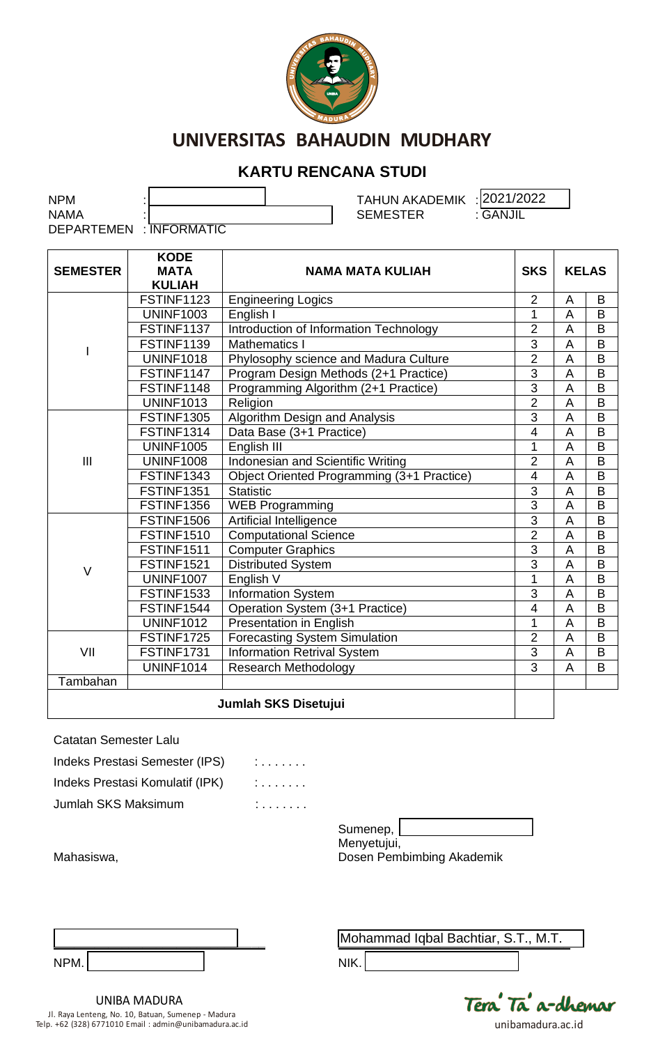# UNIVERSITAS BAHAUDIN MUDHARY

## KARTU RENCANA STUDI

NPM :
NAMA :
DEPARTEMEN : INFORMATIC

TAHUN AKADEMIK : 2021/2022
SEMESTER : GANJIL

| SEMESTER | KODE MATA KULIAH | NAMA MATA KULIAH | SKS | KELAS | |
|---|---|---|---|---|---|
| I | FSTINF1123 | Engineering Logics | 2 | A | B |
| | UNINF1003 | English I | 1 | A | B |
| | FSTINF1137 | Introduction of Information Technology | 2 | A | B |
| | FSTINF1139 | Mathematics I | 3 | A | B |
| | UNINF1018 | Phylosophy science and Madura Culture | 2 | A | B |
| | FSTINF1147 | Program Design Methods (2+1 Practice) | 3 | A | B |
| | FSTINF1148 | Programming Algorithm (2+1 Practice) | 3 | A | B |
| | UNINF1013 | Religion | 2 | A | B |
| III | FSTINF1305 | Algorithm Design and Analysis | 3 | A | B |
| | FSTINF1314 | Data Base (3+1 Practice) | 4 | A | B |
| | UNINF1005 | English III | 1 | A | B |
| | UNINF1008 | Indonesian and Scientific Writing | 2 | A | B |
| | FSTINF1343 | Object Oriented Programming (3+1 Practice) | 4 | A | B |
| | FSTINF1351 | Statistic | 3 | A | B |
| | FSTINF1356 | WEB Programming | 3 | A | B |
| V | FSTINF1506 | Artificial Intelligence | 3 | A | B |
| | FSTINF1510 | Computational Science | 2 | A | B |
| | FSTINF1511 | Computer Graphics | 3 | A | B |
| | FSTINF1521 | Distributed System | 3 | A | B |
| | UNINF1007 | English V | 1 | A | B |
| | FSTINF1533 | Information System | 3 | A | B |
| | FSTINF1544 | Operation System (3+1 Practice) | 4 | A | B |
| | UNINF1012 | Presentation in English | 1 | A | B |
| VII | FSTINF1725 | Forecasting System Simulation | 2 | A | B |
| | FSTINF1731 | Information Retrival System | 3 | A | B |
| | UNINF1014 | Research Methodology | 3 | A | B |
| Tambahan | | | | | |
| **Jumlah SKS Disetujui** | | | | | |

Catatan Semester Lalu

Indeks Prestasi Semester (IPS) : . . . . . . .

Indeks Prestasi Komulatif (IPK) : . . . . . . .

Jumlah SKS Maksimum : . . . . . . .

Sumenep,
Menyetujui,

Mahasiswa,

Dosen Pembimbing Akademik

NPM.

Mohammad Iqbal Bachtiar, S.T., M.T.

NIK.

UNIBA MADURA
Jl. Raya Lenteng, No. 10, Batuan, Sumenep - Madura
Telp. +62 (328) 6771010 Email : admin@unibamadura.ac.id

Tera' Ta' a-dhemar
unibamadura.ac.id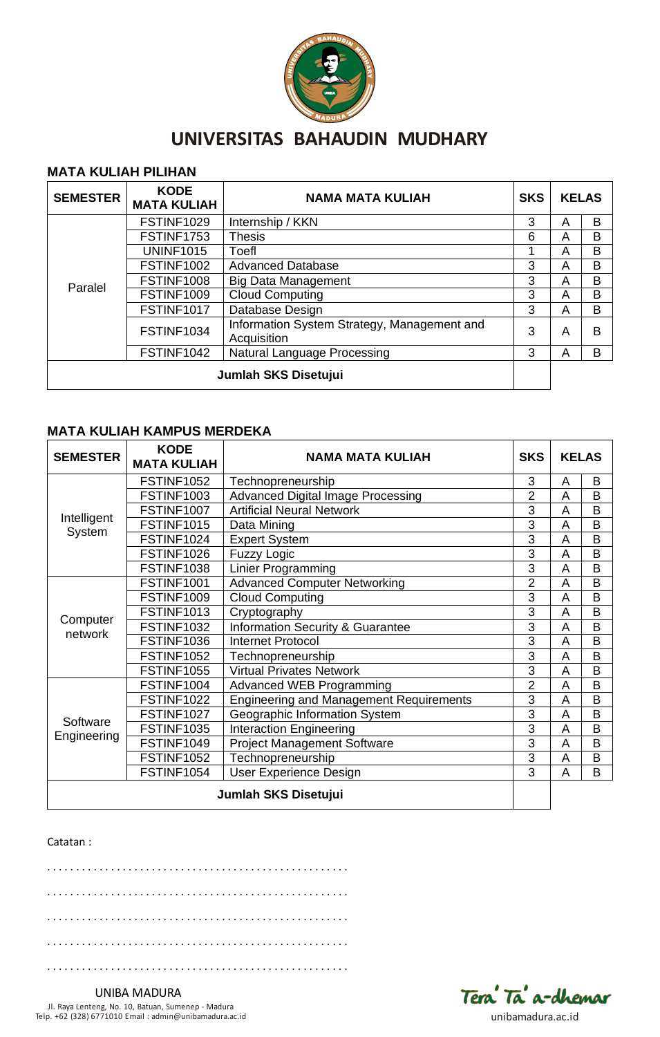# UNIVERSITAS BAHAUDIN MUDHARY

## MATA KULIAH PILIHAN

| SEMESTER | KODE MATA KULIAH | NAMA MATA KULIAH | SKS | KELAS | |
|---|---|---|---|---|---|
| Paralel | FSTINF1029 | Internship / KKN | 3 | A | B |
| | FSTINF1753 | Thesis | 6 | A | B |
| | UNINF1015 | Toefl | 1 | A | B |
| | FSTINF1002 | Advanced Database | 3 | A | B |
| | FSTINF1008 | Big Data Management | 3 | A | B |
| | FSTINF1009 | Cloud Computing | 3 | A | B |
| | FSTINF1017 | Database Design | 3 | A | B |
| | FSTINF1034 | Information System Strategy, Management and Acquisition | 3 | A | B |
| | FSTINF1042 | Natural Language Processing | 3 | A | B |
| **Jumlah SKS Disetujui** | | | | | |

## MATA KULIAH KAMPUS MERDEKA

| SEMESTER | KODE MATA KULIAH | NAMA MATA KULIAH | SKS | KELAS | |
|---|---|---|---|---|---|
| Intelligent System | FSTINF1052 | Technopreneurship | 3 | A | B |
| | FSTINF1003 | Advanced Digital Image Processing | 2 | A | B |
| | FSTINF1007 | Artificial Neural Network | 3 | A | B |
| | FSTINF1015 | Data Mining | 3 | A | B |
| | FSTINF1024 | Expert System | 3 | A | B |
| | FSTINF1026 | Fuzzy Logic | 3 | A | B |
| | FSTINF1038 | Linier Programming | 3 | A | B |
| Computer network | FSTINF1001 | Advanced Computer Networking | 2 | A | B |
| | FSTINF1009 | Cloud Computing | 3 | A | B |
| | FSTINF1013 | Cryptography | 3 | A | B |
| | FSTINF1032 | Information Security & Guarantee | 3 | A | B |
| | FSTINF1036 | Internet Protocol | 3 | A | B |
| | FSTINF1052 | Technopreneurship | 3 | A | B |
| | FSTINF1055 | Virtual Privates Network | 3 | A | B |
| Software Engineering | FSTINF1004 | Advanced WEB Programming | 2 | A | B |
| | FSTINF1022 | Engineering and Management Requirements | 3 | A | B |
| | FSTINF1027 | Geographic Information System | 3 | A | B |
| | FSTINF1035 | Interaction Engineering | 3 | A | B |
| | FSTINF1049 | Project Management Software | 3 | A | B |
| | FSTINF1052 | Technopreneurship | 3 | A | B |
| | FSTINF1054 | User Experience Design | 3 | A | B |
| **Jumlah SKS Disetujui** | | | | | |

Catatan :

. . . . . . . . . . . . . . . . . . . . . . . . . . . . . . . . . . . . . . . . . . . . . . . . . . .

. . . . . . . . . . . . . . . . . . . . . . . . . . . . . . . . . . . . . . . . . . . . . . . . . . .

. . . . . . . . . . . . . . . . . . . . . . . . . . . . . . . . . . . . . . . . . . . . . . . . . . .

. . . . . . . . . . . . . . . . . . . . . . . . . . . . . . . . . . . . . . . . . . . . . . . . . . .

. . . . . . . . . . . . . . . . . . . . . . . . . . . . . . . . . . . . . . . . . . . . . . . . . . .

UNIBA MADURA
Jl. Raya Lenteng, No. 10, Batuan, Sumenep - Madura
Telp. +62 (328) 6771010 Email : admin@unibamadura.ac.id

Tera' Ta' a-dhemar
unibamadura.ac.id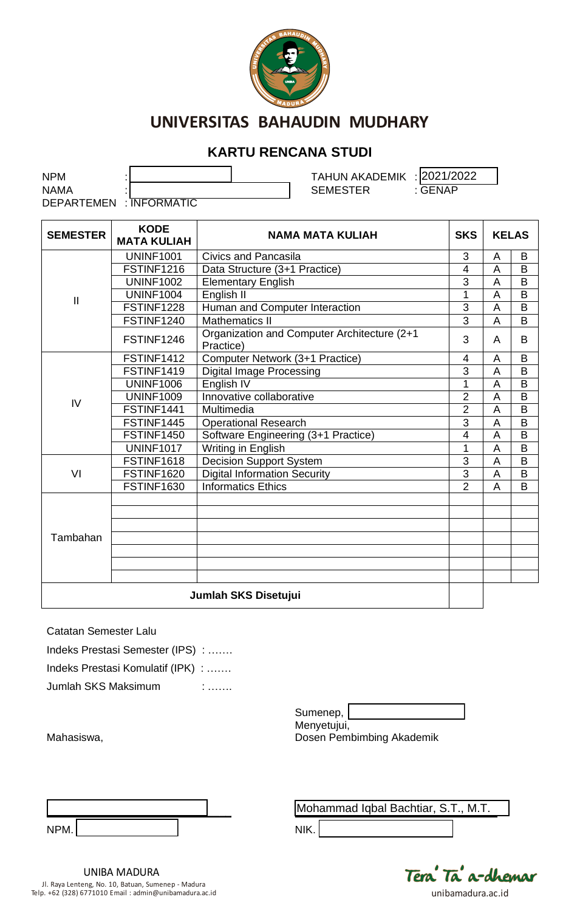# UNIVERSITAS BAHAUDIN MUDHARY

## KARTU RENCANA STUDI

NPM :
NAMA :
DEPARTEMEN : INFORMATIC

TAHUN AKADEMIK : 2021/2022
SEMESTER : GENAP

| SEMESTER | KODE MATA KULIAH | NAMA MATA KULIAH | SKS | KELAS | |
|---|---|---|---|---|---|
| II | UNINF1001 | Civics and Pancasila | 3 | A | B |
| | FSTINF1216 | Data Structure (3+1 Practice) | 4 | A | B |
| | UNINF1002 | Elementary English | 3 | A | B |
| | UNINF1004 | English II | 1 | A | B |
| | FSTINF1228 | Human and Computer Interaction | 3 | A | B |
| | FSTINF1240 | Mathematics II | 3 | A | B |
| | FSTINF1246 | Organization and Computer Architecture (2+1 Practice) | 3 | A | B |
| IV | FSTINF1412 | Computer Network (3+1 Practice) | 4 | A | B |
| | FSTINF1419 | Digital Image Processing | 3 | A | B |
| | UNINF1006 | English IV | 1 | A | B |
| | UNINF1009 | Innovative collaborative | 2 | A | B |
| | FSTINF1441 | Multimedia | 2 | A | B |
| | FSTINF1445 | Operational Research | 3 | A | B |
| | FSTINF1450 | Software Engineering (3+1 Practice) | 4 | A | B |
| | UNINF1017 | Writing in English | 1 | A | B |
| VI | FSTINF1618 | Decision Support System | 3 | A | B |
| | FSTINF1620 | Digital Information Security | 3 | A | B |
| | FSTINF1630 | Informatics Ethics | 2 | A | B |
| Tambahan | | | | | |
| | | | | | |
| | | | | | |
| | | | | | |
| | | | | | |
| | | | | | |
| | | | | | |
| **Jumlah SKS Disetujui** | | | | | |

Catatan Semester Lalu

Indeks Prestasi Semester (IPS) : .......

Indeks Prestasi Komulatif (IPK) : .......

Jumlah SKS Maksimum : .......

Sumenep,
Menyetujui,
Dosen Pembimbing Akademik

Mahasiswa,

NPM.

Mohammad Iqbal Bachtiar, S.T., M.T.

NIK.

UNIBA MADURA
Jl. Raya Lenteng, No. 10, Batuan, Sumenep - Madura
Telp. +62 (328) 6771010 Email : admin@unibamadura.ac.id

Tera' Ta' a-dhemar
unibamadura.ac.id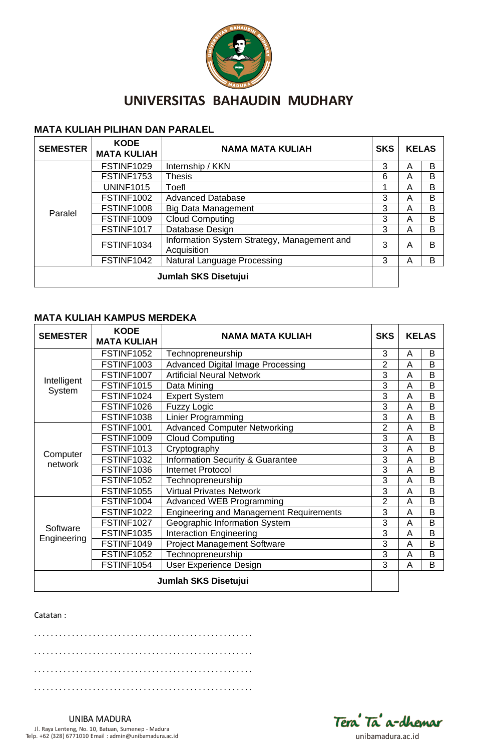# UNIVERSITAS BAHAUDIN MUDHARY

## MATA KULIAH PILIHAN DAN PARALEL

| SEMESTER | KODE MATA KULIAH | NAMA MATA KULIAH | SKS | KELAS | |
|---|---|---|---|---|---|
| Paralel | FSTINF1029 | Internship / KKN | 3 | A | B |
| | FSTINF1753 | Thesis | 6 | A | B |
| | UNINF1015 | Toefl | 1 | A | B |
| | FSTINF1002 | Advanced Database | 3 | A | B |
| | FSTINF1008 | Big Data Management | 3 | A | B |
| | FSTINF1009 | Cloud Computing | 3 | A | B |
| | FSTINF1017 | Database Design | 3 | A | B |
| | FSTINF1034 | Information System Strategy, Management and Acquisition | 3 | A | B |
| | FSTINF1042 | Natural Language Processing | 3 | A | B |
| **Jumlah SKS Disetujui** | | | | | |

## MATA KULIAH KAMPUS MERDEKA

| SEMESTER | KODE MATA KULIAH | NAMA MATA KULIAH | SKS | KELAS | |
|---|---|---|---|---|---|
| Intelligent System | FSTINF1052 | Technopreneurship | 3 | A | B |
| | FSTINF1003 | Advanced Digital Image Processing | 2 | A | B |
| | FSTINF1007 | Artificial Neural Network | 3 | A | B |
| | FSTINF1015 | Data Mining | 3 | A | B |
| | FSTINF1024 | Expert System | 3 | A | B |
| | FSTINF1026 | Fuzzy Logic | 3 | A | B |
| | FSTINF1038 | Linier Programming | 3 | A | B |
| Computer network | FSTINF1001 | Advanced Computer Networking | 2 | A | B |
| | FSTINF1009 | Cloud Computing | 3 | A | B |
| | FSTINF1013 | Cryptography | 3 | A | B |
| | FSTINF1032 | Information Security & Guarantee | 3 | A | B |
| | FSTINF1036 | Internet Protocol | 3 | A | B |
| | FSTINF1052 | Technopreneurship | 3 | A | B |
| | FSTINF1055 | Virtual Privates Network | 3 | A | B |
| Software Engineering | FSTINF1004 | Advanced WEB Programming | 2 | A | B |
| | FSTINF1022 | Engineering and Management Requirements | 3 | A | B |
| | FSTINF1027 | Geographic Information System | 3 | A | B |
| | FSTINF1035 | Interaction Engineering | 3 | A | B |
| | FSTINF1049 | Project Management Software | 3 | A | B |
| | FSTINF1052 | Technopreneurship | 3 | A | B |
| | FSTINF1054 | User Experience Design | 3 | A | B |
| **Jumlah SKS Disetujui** | | | | | |

Catatan :

. . . . . . . . . . . . . . . . . . . . . . . . . . . . . . . . . . . . . . . . . . . . . . . . . . .

. . . . . . . . . . . . . . . . . . . . . . . . . . . . . . . . . . . . . . . . . . . . . . . . . . .

. . . . . . . . . . . . . . . . . . . . . . . . . . . . . . . . . . . . . . . . . . . . . . . . . . .

. . . . . . . . . . . . . . . . . . . . . . . . . . . . . . . . . . . . . . . . . . . . . . . . . . .

UNIBA MADURA
Jl. Raya Lenteng, No. 10, Batuan, Sumenep - Madura
Telp. +62 (328) 6771010 Email : admin@unibamadura.ac.id

Tera' Ta' a-dhemar
unibamadura.ac.id